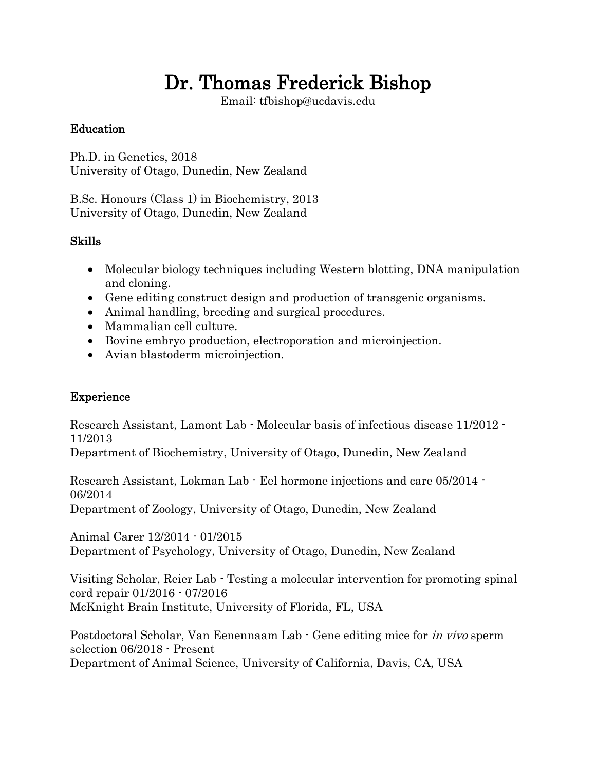# Dr. Thomas Frederick Bishop

Email: tfbishop@ucdavis.edu

## Education

Ph.D. in Genetics, 2018
University of Otago, Dunedin, New Zealand

B.Sc. Honours (Class 1) in Biochemistry, 2013
University of Otago, Dunedin, New Zealand

## Skills

- Molecular biology techniques including Western blotting, DNA manipulation and cloning.
- Gene editing construct design and production of transgenic organisms.
- Animal handling, breeding and surgical procedures.
- Mammalian cell culture.
- Bovine embryo production, electroporation and microinjection.
- Avian blastoderm microinjection.

## Experience

Research Assistant, Lamont Lab - Molecular basis of infectious disease 11/2012 - 11/2013
Department of Biochemistry, University of Otago, Dunedin, New Zealand

Research Assistant, Lokman Lab - Eel hormone injections and care 05/2014 - 06/2014
Department of Zoology, University of Otago, Dunedin, New Zealand

Animal Carer 12/2014 - 01/2015
Department of Psychology, University of Otago, Dunedin, New Zealand

Visiting Scholar, Reier Lab - Testing a molecular intervention for promoting spinal cord repair 01/2016 - 07/2016
McKnight Brain Institute, University of Florida, FL, USA

Postdoctoral Scholar, Van Eenennaam Lab - Gene editing mice for *in vivo* sperm selection 06/2018 - Present
Department of Animal Science, University of California, Davis, CA, USA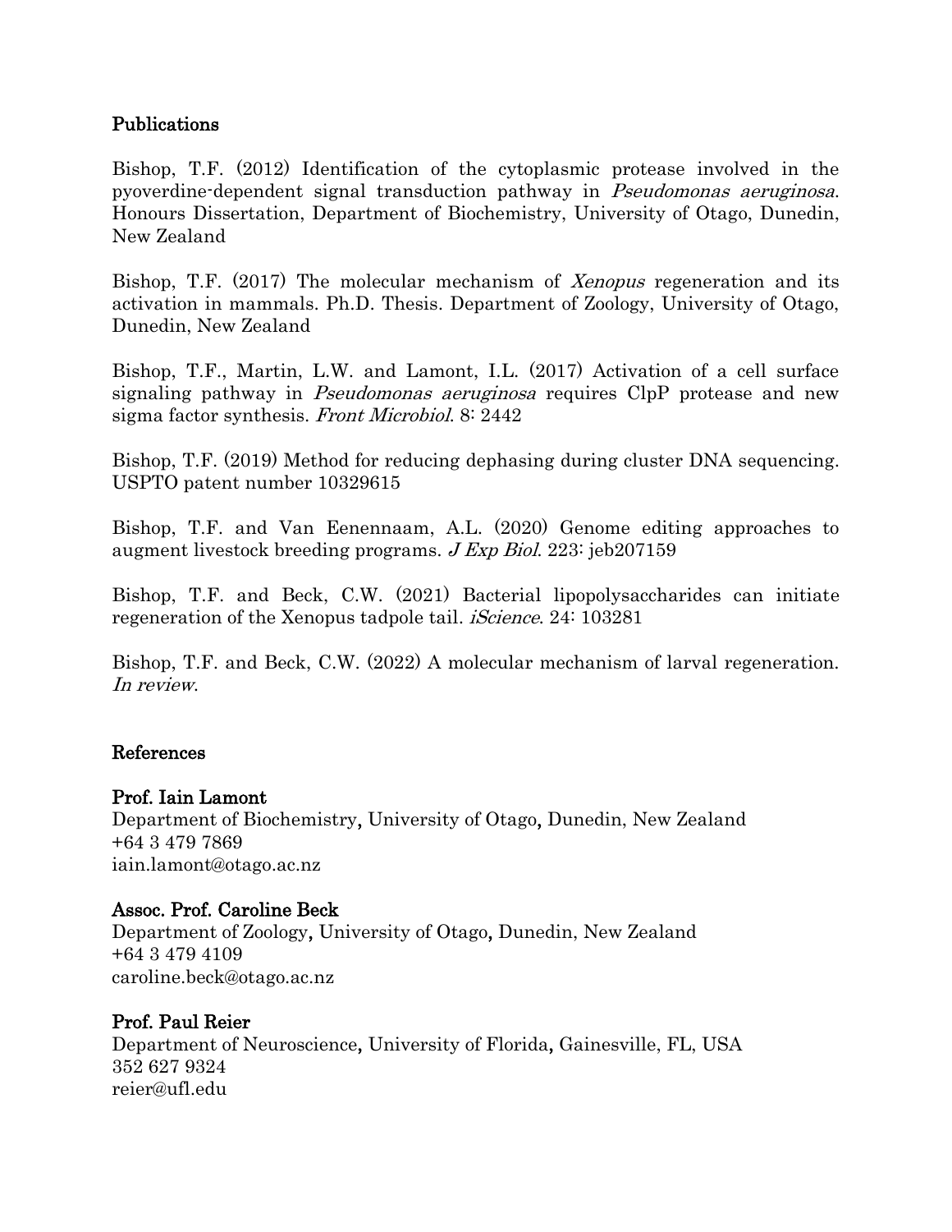## Publications

Bishop, T.F. (2012) Identification of the cytoplasmic protease involved in the pyoverdine-dependent signal transduction pathway in *Pseudomonas aeruginosa*. Honours Dissertation, Department of Biochemistry, University of Otago, Dunedin, New Zealand

Bishop, T.F. (2017) The molecular mechanism of *Xenopus* regeneration and its activation in mammals. Ph.D. Thesis. Department of Zoology, University of Otago, Dunedin, New Zealand

Bishop, T.F., Martin, L.W. and Lamont, I.L. (2017) Activation of a cell surface signaling pathway in *Pseudomonas aeruginosa* requires ClpP protease and new sigma factor synthesis. *Front Microbiol*. 8: 2442

Bishop, T.F. (2019) Method for reducing dephasing during cluster DNA sequencing. USPTO patent number 10329615

Bishop, T.F. and Van Eenennaam, A.L. (2020) Genome editing approaches to augment livestock breeding programs. *J Exp Biol*. 223: jeb207159

Bishop, T.F. and Beck, C.W. (2021) Bacterial lipopolysaccharides can initiate regeneration of the Xenopus tadpole tail. *iScience*. 24: 103281

Bishop, T.F. and Beck, C.W. (2022) A molecular mechanism of larval regeneration. *In review*.

## References

**Prof. Iain Lamont**
Department of Biochemistry, University of Otago, Dunedin, New Zealand
+64 3 479 7869
iain.lamont@otago.ac.nz

**Assoc. Prof. Caroline Beck**
Department of Zoology, University of Otago, Dunedin, New Zealand
+64 3 479 4109
caroline.beck@otago.ac.nz

**Prof. Paul Reier**
Department of Neuroscience, University of Florida, Gainesville, FL, USA
352 627 9324
reier@ufl.edu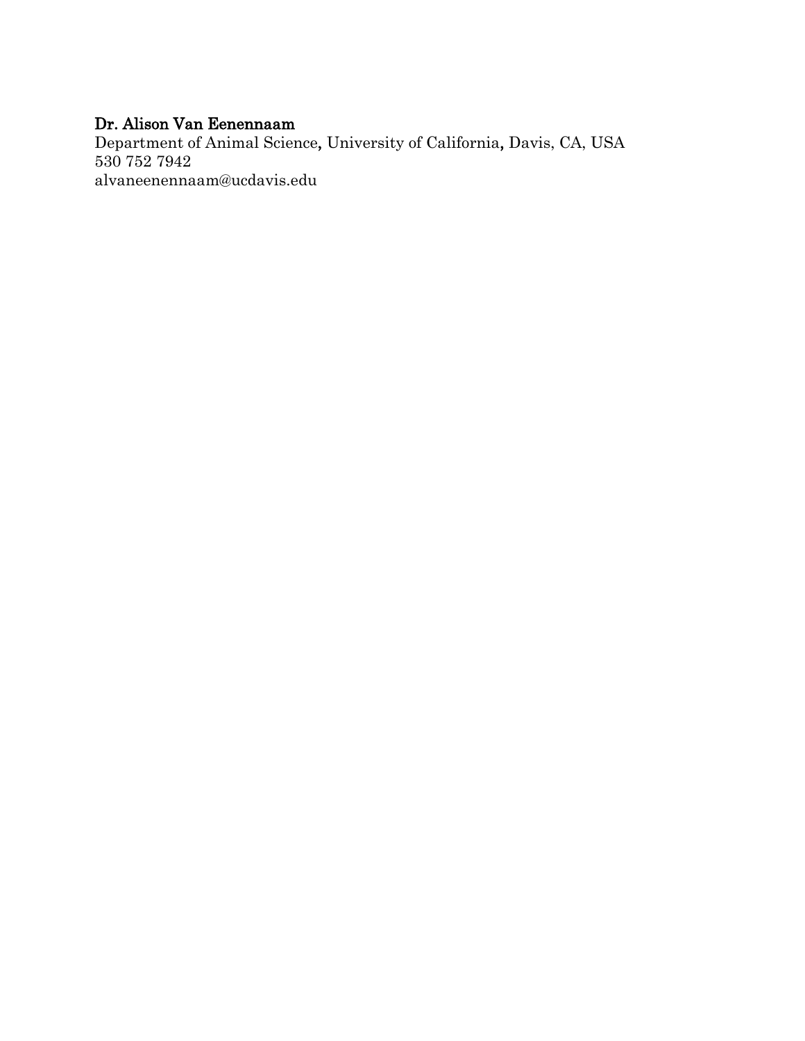**Dr. Alison Van Eenennaam**

Department of Animal Science, University of California, Davis, CA, USA
530 752 7942
alvaneenennaam@ucdavis.edu